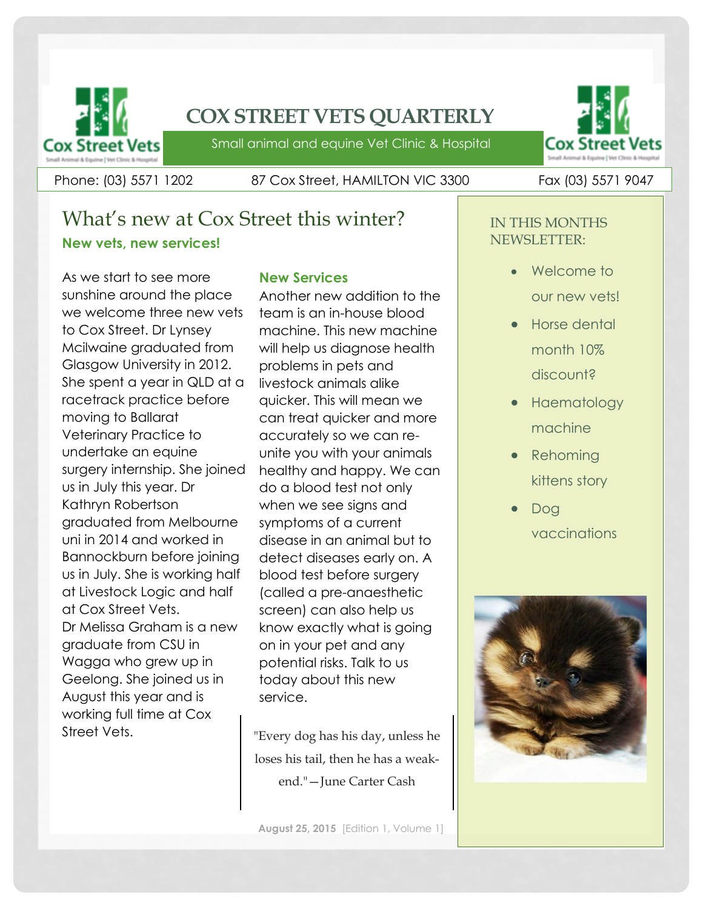# COX STREET VETS QUARTERLY

Small animal and equine Vet Clinic & Hospital

Phone: (03) 5571 1202 | 87 Cox Street, HAMILTON VIC 3300 | Fax (03) 5571 9047

## What's new at Cox Street this winter?

**New vets, new services!**

As we start to see more sunshine around the place we welcome three new vets to Cox Street. Dr Lynsey Mcilwaine graduated from Glasgow University in 2012. She spent a year in QLD at a racetrack practice before moving to Ballarat Veterinary Practice to undertake an equine surgery internship. She joined us in July this year. Dr Kathryn Robertson graduated from Melbourne uni in 2014 and worked in Bannockburn before joining us in July. She is working half at Livestock Logic and half at Cox Street Vets.
Dr Melissa Graham is a new graduate from CSU in Wagga who grew up in Geelong. She joined us in August this year and is working full time at Cox Street Vets.

### New Services

Another new addition to the team is an in-house blood machine. This new machine will help us diagnose health problems in pets and livestock animals alike quicker. This will mean we can treat quicker and more accurately so we can re-unite you with your animals healthy and happy. We can do a blood test not only when we see signs and symptoms of a current disease in an animal but to detect diseases early on. A blood test before surgery (called a pre-anaesthetic screen) can also help us know exactly what is going on in your pet and any potential risks. Talk to us today about this new service.

"Every dog has his day, unless he loses his tail, then he has a weak-end."—June Carter Cash

**August 25, 2015** [Edition 1, Volume 1]

IN THIS MONTHS NEWSLETTER:

- Welcome to our new vets!
- Horse dental month 10% discount?
- Haematology machine
- Rehoming kittens story
- Dog vaccinations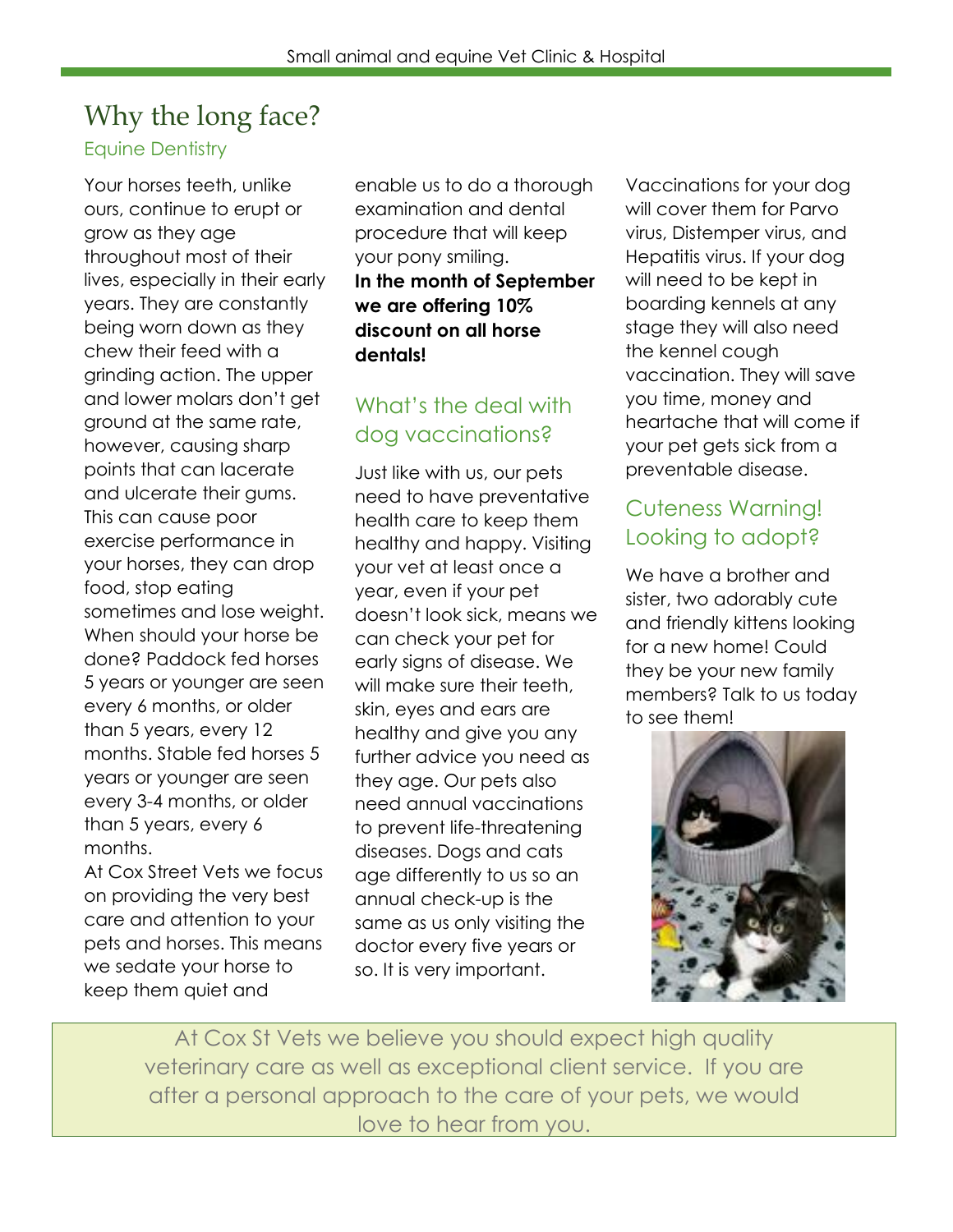# Why the long face?

## Equine Dentistry

Your horses teeth, unlike ours, continue to erupt or grow as they age throughout most of their lives, especially in their early years. They are constantly being worn down as they chew their feed with a grinding action. The upper and lower molars don't get ground at the same rate, however, causing sharp points that can lacerate and ulcerate their gums. This can cause poor exercise performance in your horses, they can drop food, stop eating sometimes and lose weight. When should your horse be done? Paddock fed horses 5 years or younger are seen every 6 months, or older than 5 years, every 12 months. Stable fed horses 5 years or younger are seen every 3-4 months, or older than 5 years, every 6 months.

At Cox Street Vets we focus on providing the very best care and attention to your pets and horses. This means we sedate your horse to keep them quiet and enable us to do a thorough examination and dental procedure that will keep your pony smiling.

**In the month of September we are offering 10% discount on all horse dentals!**

## What's the deal with dog vaccinations?

Just like with us, our pets need to have preventative health care to keep them healthy and happy. Visiting your vet at least once a year, even if your pet doesn't look sick, means we can check your pet for early signs of disease. We will make sure their teeth, skin, eyes and ears are healthy and give you any further advice you need as they age. Our pets also need annual vaccinations to prevent life-threatening diseases. Dogs and cats age differently to us so an annual check-up is the same as us only visiting the doctor every five years or so. It is very important.

Vaccinations for your dog will cover them for Parvo virus, Distemper virus, and Hepatitis virus. If your dog will need to be kept in boarding kennels at any stage they will also need the kennel cough vaccination. They will save you time, money and heartache that will come if your pet gets sick from a preventable disease.

## Cuteness Warning! Looking to adopt?

We have a brother and sister, two adorably cute and friendly kittens looking for a new home! Could they be your new family members? Talk to us today to see them!

At Cox St Vets we believe you should expect high quality veterinary care as well as exceptional client service. If you are after a personal approach to the care of your pets, we would love to hear from you.